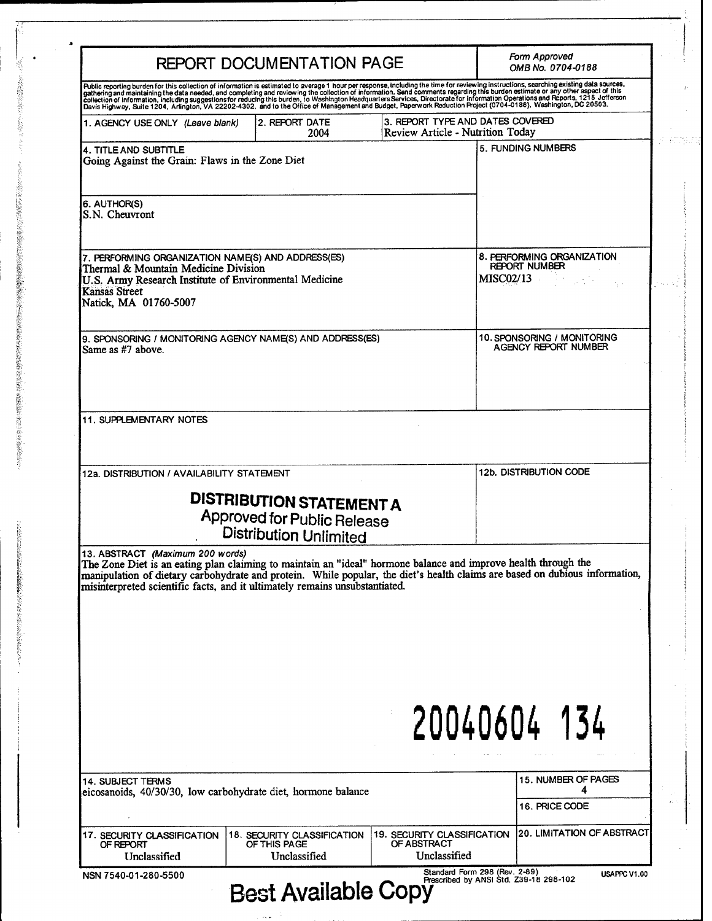# REPORT DOCUMENTATION PAGE

*Form Approved*
*OMB No. 0704-0188*

Public reporting burden for this collection of information is estimated to average 1 hour per response, including the time for reviewing instructions, searching existing data sources, gathering and maintaining the data needed, and completing and reviewing the collection of information. Send comments regarding this burden estimate or any other aspect of this collection of information, including suggestions for reducing this burden, to Washington Headquarters Services, Directorate for Information Operations and Reports, 1215 Jefferson Davis Highway, Suite 1204, Arlington, VA 22202-4302, and to the Office of Management and Budget, Paperwork Reduction Project (0704-0188), Washington, DC 20503.

| 1. AGENCY USE ONLY (Leave blank) | 2. REPORT DATE | 3. REPORT TYPE AND DATES COVERED |
|---|---|---|
| | 2004 | Review Article - Nutrition Today |

**4. TITLE AND SUBTITLE**
Going Against the Grain: Flaws in the Zone Diet

**5. FUNDING NUMBERS**

**6. AUTHOR(S)**
S.N. Cheuvront

**7. PERFORMING ORGANIZATION NAME(S) AND ADDRESS(ES)**
Thermal & Mountain Medicine Division
U.S. Army Research Institute of Environmental Medicine
Kansas Street
Natick, MA 01760-5007

**8. PERFORMING ORGANIZATION REPORT NUMBER**
MISC02/13

**9. SPONSORING / MONITORING AGENCY NAME(S) AND ADDRESS(ES)**
Same as #7 above.

**10. SPONSORING / MONITORING AGENCY REPORT NUMBER**

**11. SUPPLEMENTARY NOTES**

**12a. DISTRIBUTION / AVAILABILITY STATEMENT**

**DISTRIBUTION STATEMENT A**
Approved for Public Release
Distribution Unlimited

**12b. DISTRIBUTION CODE**

**13. ABSTRACT** *(Maximum 200 words)*
The Zone Diet is an eating plan claiming to maintain an "ideal" hormone balance and improve health through the manipulation of dietary carbohydrate and protein. While popular, the diet's health claims are based on dubious information, misinterpreted scientific facts, and it ultimately remains unsubstantiated.

20040604 134

**14. SUBJECT TERMS**
eicosanoids, 40/30/30, low carbohydrate diet, hormone balance

**15. NUMBER OF PAGES**
4

**16. PRICE CODE**

| 17. SECURITY CLASSIFICATION OF REPORT | 18. SECURITY CLASSIFICATION OF THIS PAGE | 19. SECURITY CLASSIFICATION OF ABSTRACT | 20. LIMITATION OF ABSTRACT |
|---|---|---|---|
| Unclassified | Unclassified | Unclassified | |

NSN 7540-01-280-5500

Standard Form 298 (Rev. 2-89)
Prescribed by ANSI Std. Z39-18 298-102

USAPPC V1.00

Best Available Copy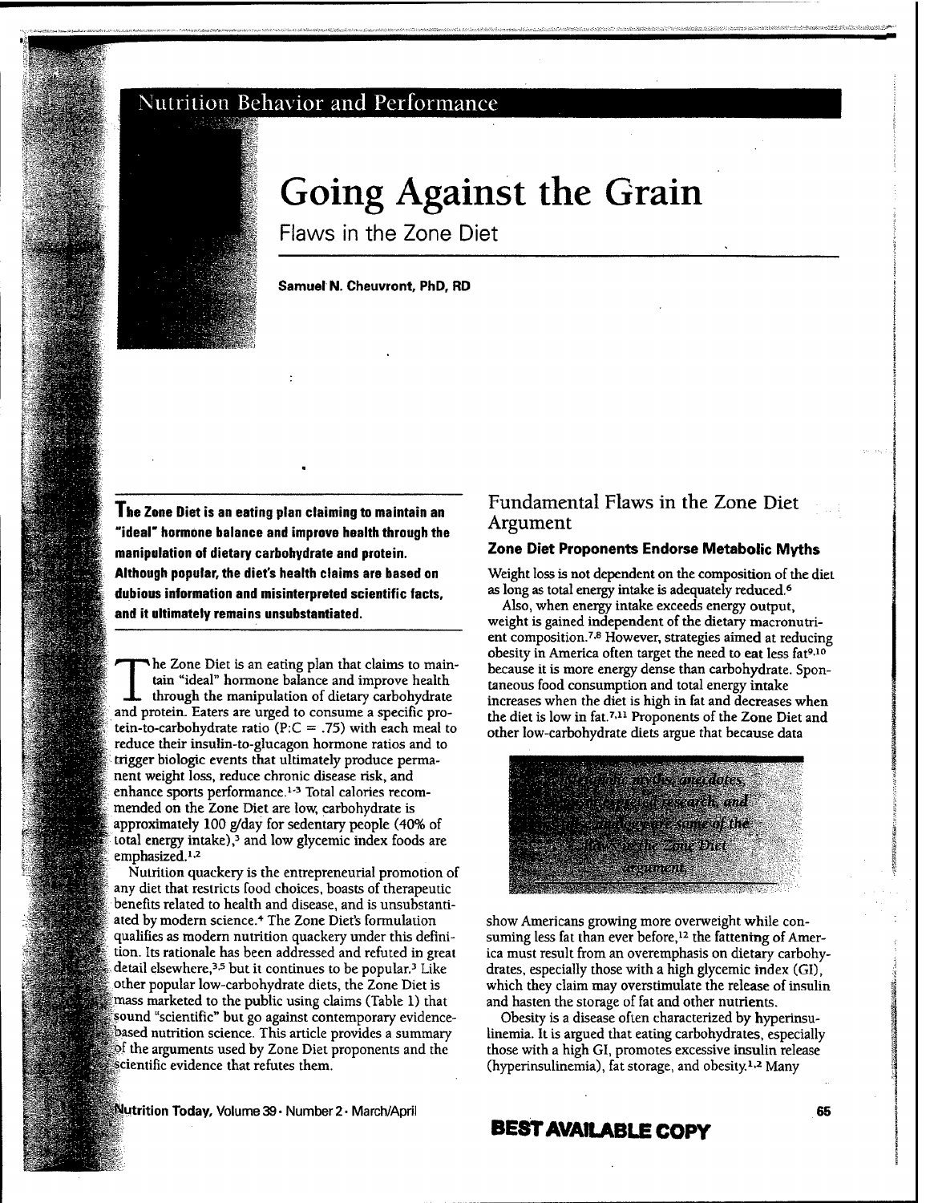## Nutrition Behavior and Performance

# Going Against the Grain

## Flaws in the Zone Diet

**Samuel N. Cheuvront, PhD, RD**

**The Zone Diet is an eating plan claiming to maintain an "ideal" hormone balance and improve health through the manipulation of dietary carbohydrate and protein. Although popular, the diet's health claims are based on dubious information and misinterpreted scientific facts, and it ultimately remains unsubstantiated.**

The Zone Diet is an eating plan that claims to maintain "ideal" hormone balance and improve health through the manipulation of dietary carbohydrate and protein. Eaters are urged to consume a specific protein-to-carbohydrate ratio (P:C = .75) with each meal to reduce their insulin-to-glucagon hormone ratios and to trigger biologic events that ultimately produce permanent weight loss, reduce chronic disease risk, and enhance sports performance.[1-3] Total calories recommended on the Zone Diet are low, carbohydrate is approximately 100 g/day for sedentary people (40% of total energy intake),[3] and low glycemic index foods are emphasized.[1,2]

Nutrition quackery is the entrepreneurial promotion of any diet that restricts food choices, boasts of therapeutic benefits related to health and disease, and is unsubstantiated by modern science.[4] The Zone Diet's formulation qualifies as modern nutrition quackery under this definition. Its rationale has been addressed and refuted in great detail elsewhere,[3,5] but it continues to be popular.[3] Like other popular low-carbohydrate diets, the Zone Diet is mass marketed to the public using claims (Table 1) that sound "scientific" but go against contemporary evidence-based nutrition science. This article provides a summary of the arguments used by Zone Diet proponents and the scientific evidence that refutes them.

## Fundamental Flaws in the Zone Diet Argument

### Zone Diet Proponents Endorse Metabolic Myths

Weight loss is not dependent on the composition of the diet as long as total energy intake is adequately reduced.[6]

Also, when energy intake exceeds energy output, weight is gained independent of the dietary macronutrient composition.[7,8] However, strategies aimed at reducing obesity in America often target the need to eat less fat[9,10] because it is more energy dense than carbohydrate. Spontaneous food consumption and total energy intake increases when the diet is high in fat and decreases when the diet is low in fat.[7,11] Proponents of the Zone Diet and other low-carbohydrate diets argue that because data

*Metabolic myths, anecdotes, misinterpreted research, and false analogy are some of the flaws in the Zone Diet argument.*

show Americans growing more overweight while consuming less fat than ever before,[12] the fattening of America must result from an overemphasis on dietary carbohydrates, especially those with a high glycemic index (GI), which they claim may overstimulate the release of insulin and hasten the storage of fat and other nutrients.

Obesity is a disease often characterized by hyperinsulinemia. It is argued that eating carbohydrates, especially those with a high GI, promotes excessive insulin release (hyperinsulinemia), fat storage, and obesity.[1,2] Many

BEST AVAILABLE COPY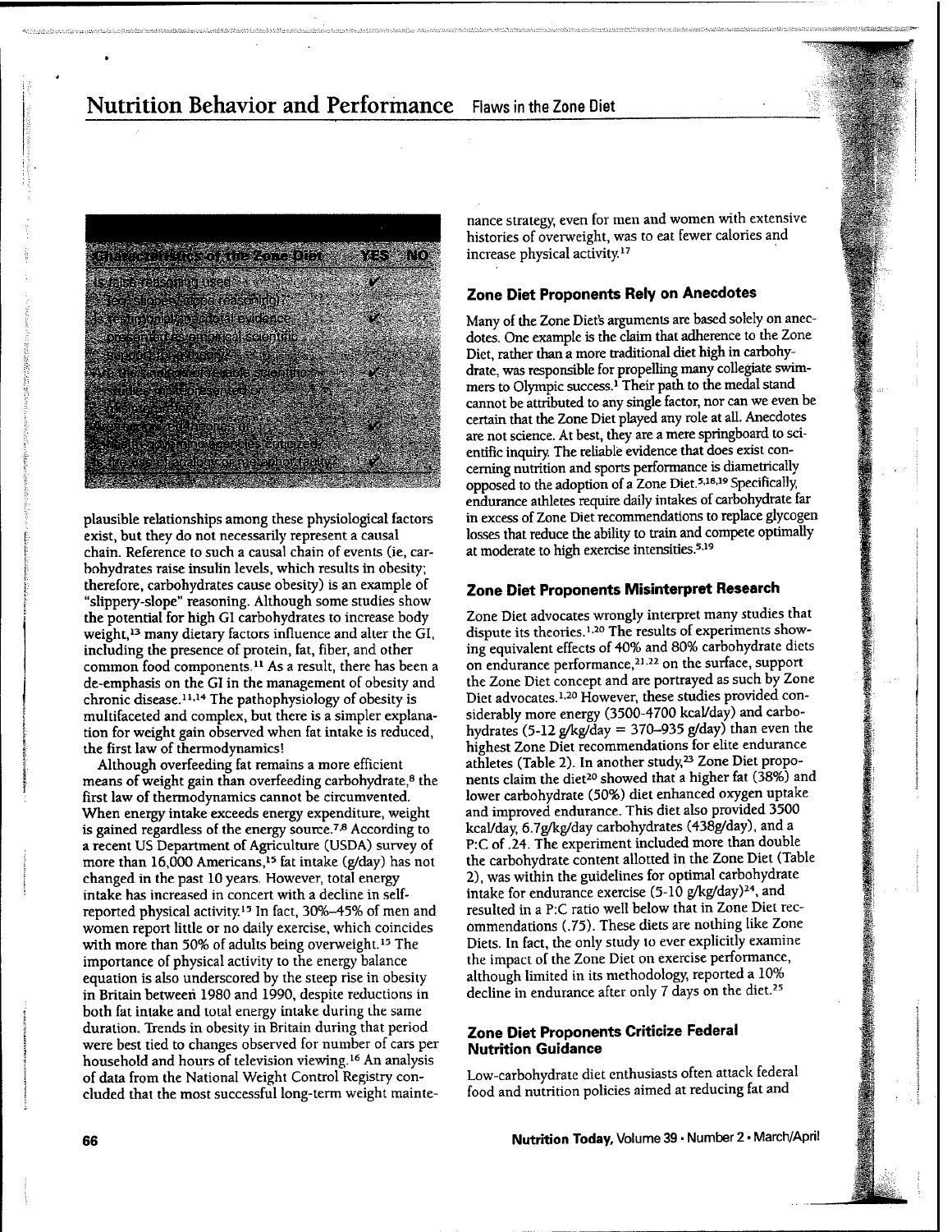| Characteristics of the Zone Diet | YES | NO |
|---|---|---|
| Is false reasoning used? (eg, slippery-slope reasoning) | ✓ | |
| Is testimonial/anecdotal evidence presented as empirical scientific evidence? | ✓ | |
| Are the findings of reliable scientific studies misinterpreted or misrepresented? | ✓ | |
| Are recommendations of health-governing agencies criticized? | ✓ | |
| Is the use of calories or "energy" ignored? | ✓ | |

plausible relationships among these physiological factors exist, but they do not necessarily represent a causal chain. Reference to such a causal chain of events (ie, carbohydrates raise insulin levels, which results in obesity; therefore, carbohydrates cause obesity) is an example of "slippery-slope" reasoning. Although some studies show the potential for high GI carbohydrates to increase body weight,[13] many dietary factors influence and alter the GI, including the presence of protein, fat, fiber, and other common food components.[11] As a result, there has been a de-emphasis on the GI in the management of obesity and chronic disease.[11,14] The pathophysiology of obesity is multifaceted and complex, but there is a simpler explanation for weight gain observed when fat intake is reduced, the first law of thermodynamics!

Although overfeeding fat remains a more efficient means of weight gain than overfeeding carbohydrate,[8] the first law of thermodynamics cannot be circumvented. When energy intake exceeds energy expenditure, weight is gained regardless of the energy source.[7,8] According to a recent US Department of Agriculture (USDA) survey of more than 16,000 Americans,[15] fat intake (g/day) has not changed in the past 10 years. However, total energy intake has increased in concert with a decline in self-reported physical activity.[15] In fact, 30%–45% of men and women report little or no daily exercise, which coincides with more than 50% of adults being overweight.[15] The importance of physical activity to the energy balance equation is also underscored by the steep rise in obesity in Britain between 1980 and 1990, despite reductions in both fat intake and total energy intake during the same duration. Trends in obesity in Britain during that period were best tied to changes observed for number of cars per household and hours of television viewing.[16] An analysis of data from the National Weight Control Registry concluded that the most successful long-term weight maintenance strategy, even for men and women with extensive histories of overweight, was to eat fewer calories and increase physical activity.[17]

## Zone Diet Proponents Rely on Anecdotes

Many of the Zone Diet's arguments are based solely on anecdotes. One example is the claim that adherence to the Zone Diet, rather than a more traditional diet high in carbohydrate, was responsible for propelling many collegiate swimmers to Olympic success.[1] Their path to the medal stand cannot be attributed to any single factor, nor can we even be certain that the Zone Diet played any role at all. Anecdotes are not science. At best, they are a mere springboard to scientific inquiry. The reliable evidence that does exist concerning nutrition and sports performance is diametrically opposed to the adoption of a Zone Diet.[5,18,19] Specifically, endurance athletes require daily intakes of carbohydrate far in excess of Zone Diet recommendations to replace glycogen losses that reduce the ability to train and compete optimally at moderate to high exercise intensities.[5,19]

## Zone Diet Proponents Misinterpret Research

Zone Diet advocates wrongly interpret many studies that dispute its theories.[1,20] The results of experiments showing equivalent effects of 40% and 80% carbohydrate diets on endurance performance,[21,22] on the surface, support the Zone Diet concept and are portrayed as such by Zone Diet advocates.[1,20] However, these studies provided considerably more energy (3500-4700 kcal/day) and carbohydrates (5-12 g/kg/day = 370–935 g/day) than even the highest Zone Diet recommendations for elite endurance athletes (Table 2). In another study,[23] Zone Diet proponents claim the diet[20] showed that a higher fat (38%) and lower carbohydrate (50%) diet enhanced oxygen uptake and improved endurance. This diet also provided 3500 kcal/day, 6.7g/kg/day carbohydrates (438g/day), and a P:C of .24. The experiment included more than double the carbohydrate content allotted in the Zone Diet (Table 2), was within the guidelines for optimal carbohydrate intake for endurance exercise (5-10 g/kg/day)[24], and resulted in a P:C ratio well below that in Zone Diet recommendations (.75). These diets are nothing like Zone Diets. In fact, the only study to ever explicitly examine the impact of the Zone Diet on exercise performance, although limited in its methodology, reported a 10% decline in endurance after only 7 days on the diet.[25]

## Zone Diet Proponents Criticize Federal Nutrition Guidance

Low-carbohydrate diet enthusiasts often attack federal food and nutrition policies aimed at reducing fat and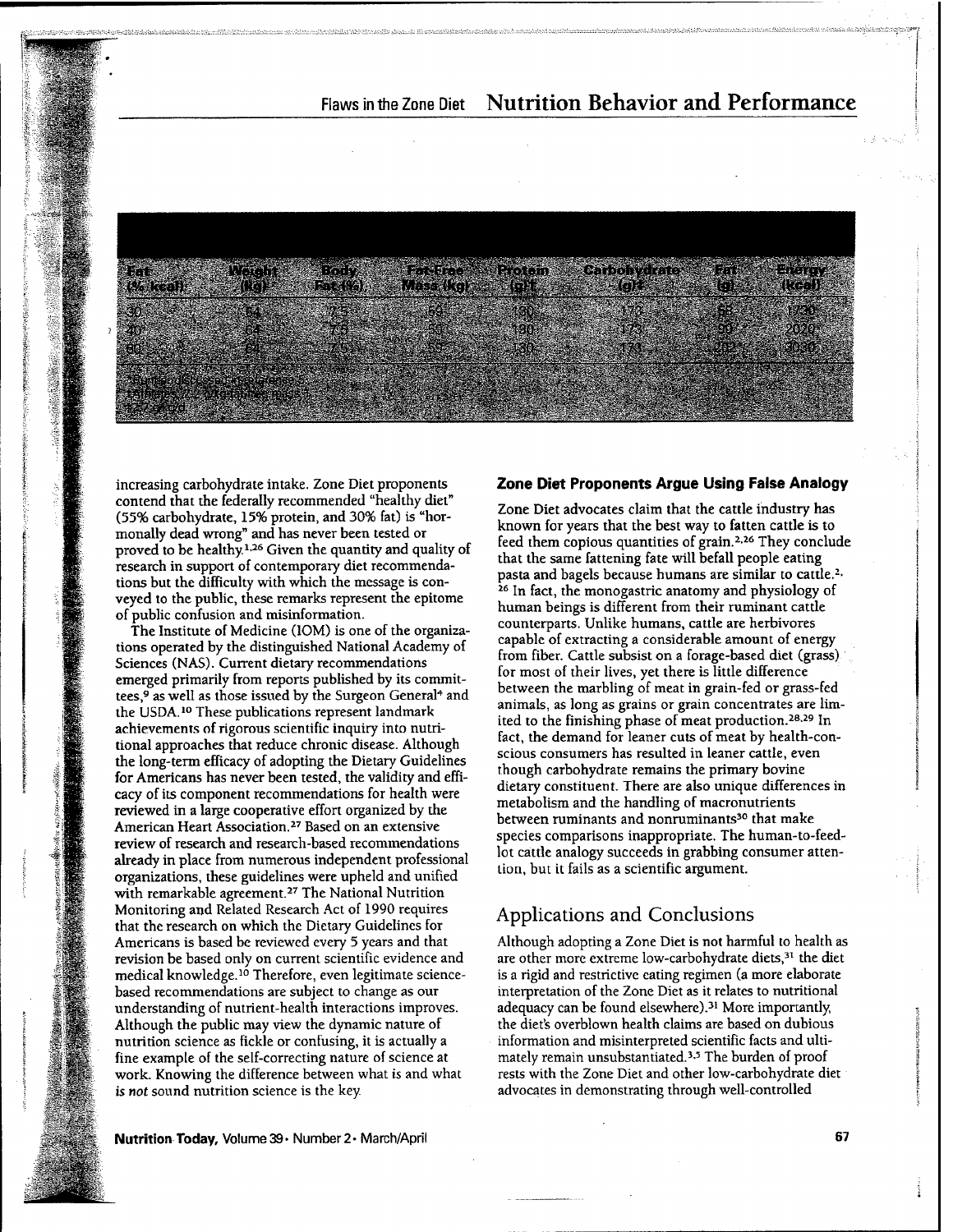| Fat (% kcal) | Weight (kg)* | Body Fat (%) | Fat-Free Mass (kg) | Protein (g)† | Carbohydrate (g)‡ | Fat (g) | Energy (kcal) |
|---|---|---|---|---|---|---|---|
| 30 | 64 | 7.5 | 59 | 180 | 173 | 58 | 1730 |
| 40 | 64 | 7.5 | 59 | 180 | 173 | 90 | 2020 |
| 60 | 64 | 7.5 | 59 | 180 | 173 | 202 | 3030 |

*Using discussed assumptions ... 1.4 g/kg fat-free mass ... 127 g/kcal

increasing carbohydrate intake. Zone Diet proponents contend that the federally recommended "healthy diet" (55% carbohydrate, 15% protein, and 30% fat) is "hormonally dead wrong" and has never been tested or proved to be healthy.[1,26] Given the quantity and quality of research in support of contemporary diet recommendations but the difficulty with which the message is conveyed to the public, these remarks represent the epitome of public confusion and misinformation.

The Institute of Medicine (IOM) is one of the organizations operated by the distinguished National Academy of Sciences (NAS). Current dietary recommendations emerged primarily from reports published by its committees,[9] as well as those issued by the Surgeon General[4] and the USDA.[10] These publications represent landmark achievements of rigorous scientific inquiry into nutritional approaches that reduce chronic disease. Although the long-term efficacy of adopting the Dietary Guidelines for Americans has never been tested, the validity and efficacy of its component recommendations for health were reviewed in a large cooperative effort organized by the American Heart Association.[27] Based on an extensive review of research and research-based recommendations already in place from numerous independent professional organizations, these guidelines were upheld and unified with remarkable agreement.[27] The National Nutrition Monitoring and Related Research Act of 1990 requires that the research on which the Dietary Guidelines for Americans is based be reviewed every 5 years and that revision be based only on current scientific evidence and medical knowledge.[10] Therefore, even legitimate science-based recommendations are subject to change as our understanding of nutrient-health interactions improves. Although the public may view the dynamic nature of nutrition science as fickle or confusing, it is actually a fine example of the self-correcting nature of science at work. Knowing the difference between what is and what *is not* sound nutrition science is the key.

### Zone Diet Proponents Argue Using False Analogy

Zone Diet advocates claim that the cattle industry has known for years that the best way to fatten cattle is to feed them copious quantities of grain.[2,26] They conclude that the same fattening fate will befall people eating pasta and bagels because humans are similar to cattle.[2,26] In fact, the monogastric anatomy and physiology of human beings is different from their ruminant cattle counterparts. Unlike humans, cattle are herbivores capable of extracting a considerable amount of energy from fiber. Cattle subsist on a forage-based diet (grass) for most of their lives, yet there is little difference between the marbling of meat in grain-fed or grass-fed animals, as long as grains or grain concentrates are limited to the finishing phase of meat production.[28,29] In fact, the demand for leaner cuts of meat by health-conscious consumers has resulted in leaner cattle, even though carbohydrate remains the primary bovine dietary constituent. There are also unique differences in metabolism and the handling of macronutrients between ruminants and nonruminants[30] that make species comparisons inappropriate. The human-to-feedlot cattle analogy succeeds in grabbing consumer attention, but it fails as a scientific argument.

## Applications and Conclusions

Although adopting a Zone Diet is not harmful to health as are other more extreme low-carbohydrate diets,[31] the diet is a rigid and restrictive eating regimen (a more elaborate interpretation of the Zone Diet as it relates to nutritional adequacy can be found elsewhere).[31] More importantly, the diet's overblown health claims are based on dubious information and misinterpreted scientific facts and ultimately remain unsubstantiated.[3,5] The burden of proof rests with the Zone Diet and other low-carbohydrate diet advocates in demonstrating through well-controlled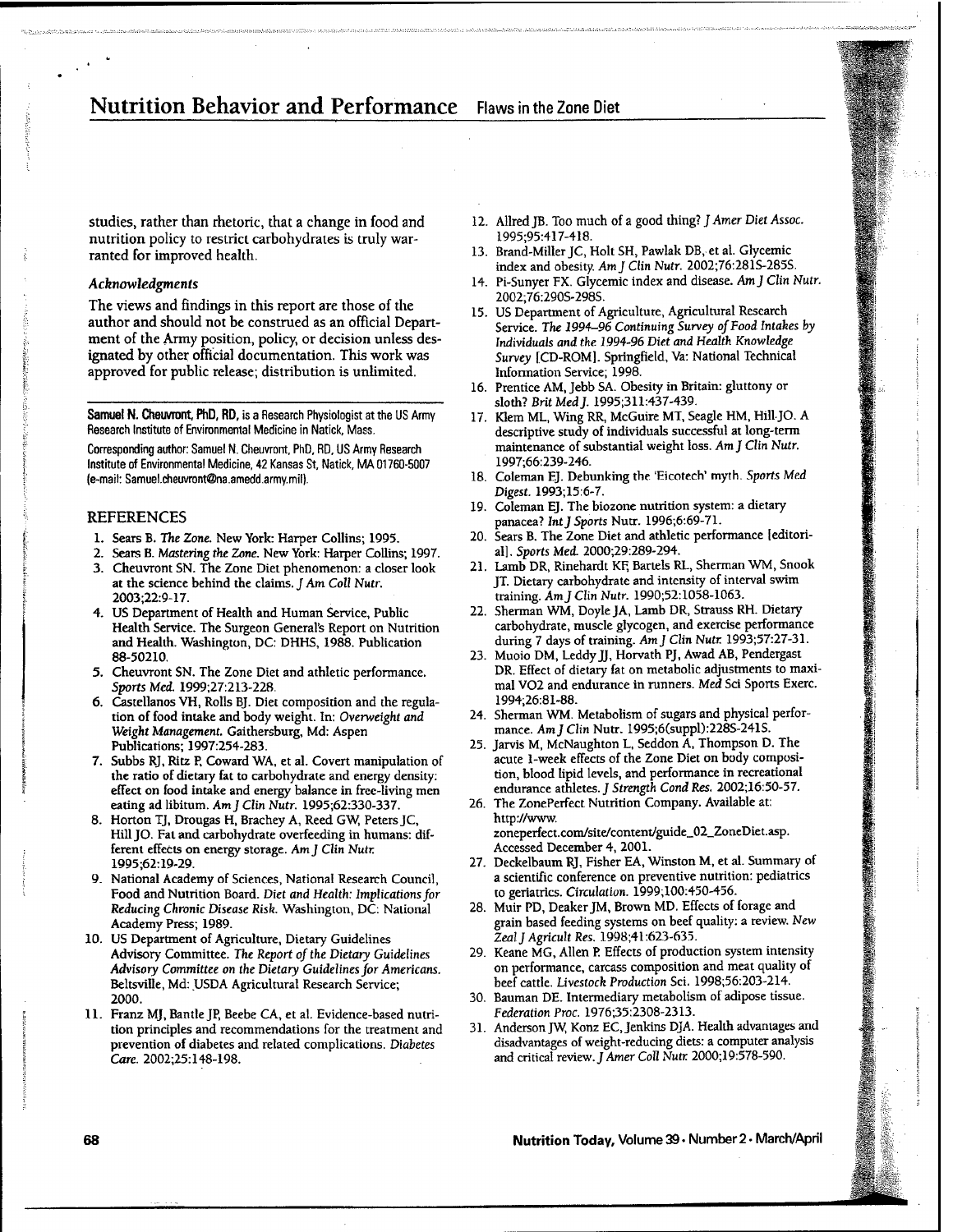studies, rather than rhetoric, that a change in food and nutrition policy to restrict carbohydrates is truly warranted for improved health.

### *Acknowledgments*

The views and findings in this report are those of the author and should not be construed as an official Department of the Army position, policy, or decision unless designated by other official documentation. This work was approved for public release; distribution is unlimited.

**Samuel N. Cheuvront, PhD, RD,** is a Research Physiologist at the US Army Research Institute of Environmental Medicine in Natick, Mass.

Corresponding author: Samuel N. Cheuvront, PhD, RD, US Army Research Institute of Environmental Medicine, 42 Kansas St, Natick, MA 01760-5007 (e-mail: Samuel.cheuvront@na.amedd.army.mil).

## REFERENCES

1. Sears B. *The Zone.* New York: Harper Collins; 1995.
2. Sears B. *Mastering the Zone.* New York: Harper Collins; 1997.
3. Cheuvront SN. The Zone Diet phenomenon: a closer look at the science behind the claims. *J Am Coll Nutr.* 2003;22:9-17.
4. US Department of Health and Human Service, Public Health Service. The Surgeon General's Report on Nutrition and Health. Washington, DC: DHHS, 1988. Publication 88-50210.
5. Cheuvront SN. The Zone Diet and athletic performance. *Sports Med.* 1999;27:213-228.
6. Castellanos VH, Rolls BJ. Diet composition and the regulation of food intake and body weight. In: *Overweight and Weight Management.* Gaithersburg, Md: Aspen Publications; 1997:254-283.
7. Subbs RJ, Ritz P, Coward WA, et al. Covert manipulation of the ratio of dietary fat to carbohydrate and energy density: effect on food intake and energy balance in free-living men eating ad libitum. *Am J Clin Nutr.* 1995;62:330-337.
8. Horton TJ, Drougas H, Brachey A, Reed GW, Peters JC, Hill JO. Fat and carbohydrate overfeeding in humans: different effects on energy storage. *Am J Clin Nutr.* 1995;62:19-29.
9. National Academy of Sciences, National Research Council, Food and Nutrition Board. *Diet and Health: Implications for Reducing Chronic Disease Risk.* Washington, DC: National Academy Press; 1989.
10. US Department of Agriculture, Dietary Guidelines Advisory Committee. *The Report of the Dietary Guidelines Advisory Committee on the Dietary Guidelines for Americans.* Beltsville, Md: USDA Agricultural Research Service; 2000.
11. Franz MJ, Bantle JP, Beebe CA, et al. Evidence-based nutrition principles and recommendations for the treatment and prevention of diabetes and related complications. *Diabetes Care.* 2002;25:148-198.
12. Allred JB. Too much of a good thing? *J Amer Diet Assoc.* 1995;95:417-418.
13. Brand-Miller JC, Holt SH, Pawlak DB, et al. Glycemic index and obesity. *Am J Clin Nutr.* 2002;76:281S-285S.
14. Pi-Sunyer FX. Glycemic index and disease. *Am J Clin Nutr.* 2002;76:290S-298S.
15. US Department of Agriculture, Agricultural Research Service. *The 1994–96 Continuing Survey of Food Intakes by Individuals and the 1994-96 Diet and Health Knowledge Survey* [CD-ROM]. Springfield, Va: National Technical Information Service; 1998.
16. Prentice AM, Jebb SA. Obesity in Britain: gluttony or sloth? *Brit Med J.* 1995;311:437-439.
17. Klem ML, Wing RR, McGuire MT, Seagle HM, Hill JO. A descriptive study of individuals successful at long-term maintenance of substantial weight loss. *Am J Clin Nutr.* 1997;66:239-246.
18. Coleman EJ. Debunking the 'Eicotech' myth. *Sports Med Digest.* 1993;15:6-7.
19. Coleman EJ. The biozone nutrition system: a dietary panacea? *Int J Sports* Nutr. 1996;6:69-71.
20. Sears B. The Zone Diet and athletic performance [editorial]. *Sports Med.* 2000;29:289-294.
21. Lamb DR, Rinehardt KF, Bartels RL, Sherman WM, Snook JT. Dietary carbohydrate and intensity of interval swim training. *Am J Clin Nutr.* 1990;52:1058-1063.
22. Sherman WM, Doyle JA, Lamb DR, Strauss RH. Dietary carbohydrate, muscle glycogen, and exercise performance during 7 days of training. *Am J Clin Nutr.* 1993;57:27-31.
23. Muoio DM, Leddy JJ, Horvath PJ, Awad AB, Pendergast DR. Effect of dietary fat on metabolic adjustments to maximal VO2 and endurance in runners. *Med Sci Sports Exerc.* 1994;26:81-88.
24. Sherman WM. Metabolism of sugars and physical performance. *Am J Clin* Nutr. 1995;6(suppl):228S-241S.
25. Jarvis M, McNaughton L, Seddon A, Thompson D. The acute 1-week effects of the Zone Diet on body composition, blood lipid levels, and performance in recreational endurance athletes. *J Strength Cond Res.* 2002;16:50-57.
26. The ZonePerfect Nutrition Company. Available at: http://www.zoneperfect.com/site/content/guide_02_ZoneDiet.asp. Accessed December 4, 2001.
27. Deckelbaum RJ, Fisher EA, Winston M, et al. Summary of a scientific conference on preventive nutrition: pediatrics to geriatrics. *Circulation.* 1999;100:450-456.
28. Muir PD, Deaker JM, Brown MD. Effects of forage and grain based feeding systems on beef quality: a review. *New Zeal J Agricult Res.* 1998;41:623-635.
29. Keane MG, Allen P. Effects of production system intensity on performance, carcass composition and meat quality of beef cattle. *Livestock Production* Sci. 1998;56:203-214.
30. Bauman DE. Intermediary metabolism of adipose tissue. *Federation Proc.* 1976;35:2308-2313.
31. Anderson JW, Konz EC, Jenkins DJA. Health advantages and disadvantages of weight-reducing diets: a computer analysis and critical review. *J Amer Coll Nutr.* 2000;19:578-590.